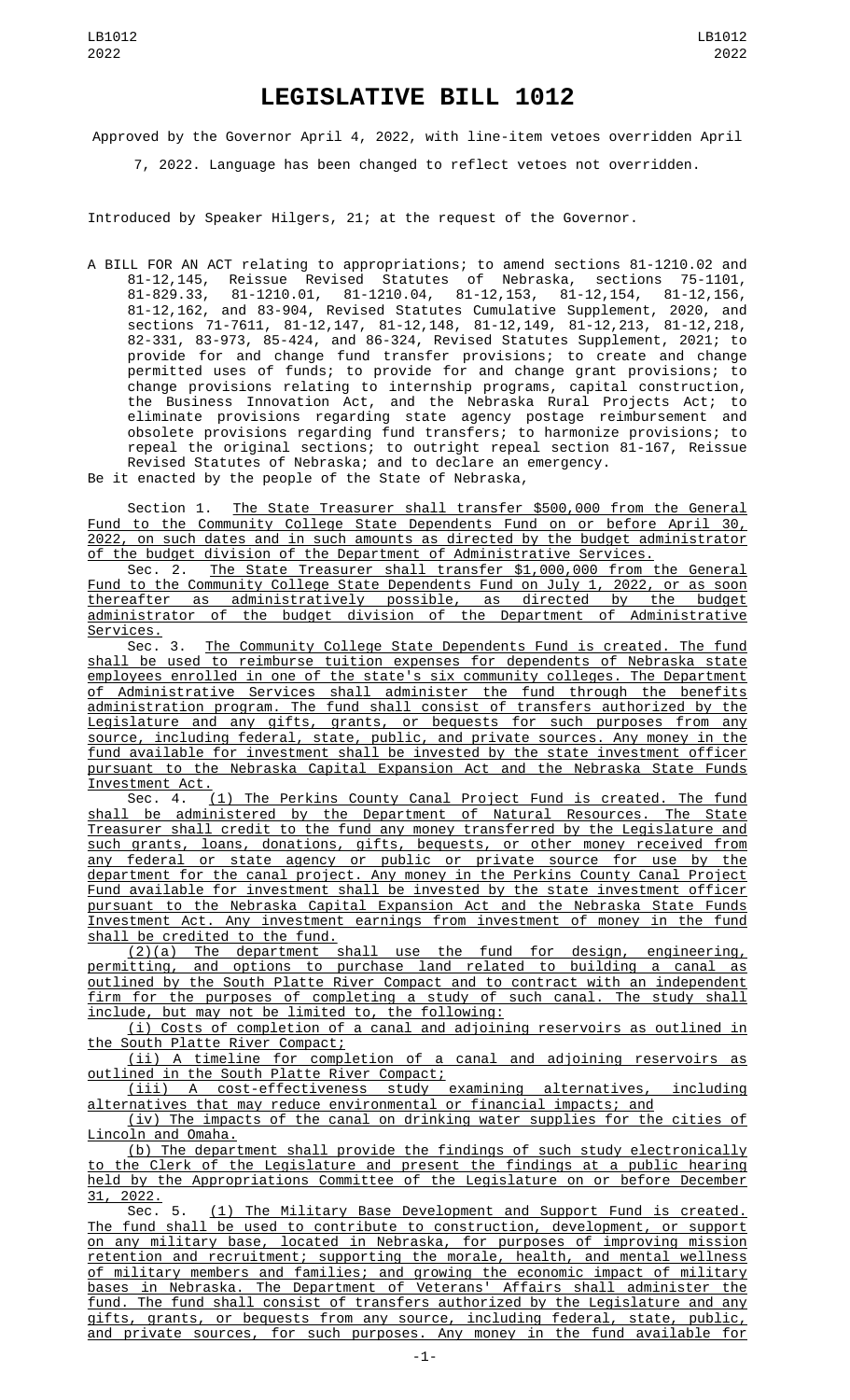# LEGISLATIVE BILL 1012

Approved by the Governor April 4, 2022, with line-item vetoes overridden April 7, 2022. Language has been changed to reflect vetoes not overridden.

Introduced by Speaker Hilgers, 21; at the request of the Governor.

A BILL FOR AN ACT relating to appropriations; to amend sections 81-1210.02 and 81-12,145, Reissue Revised Statutes of Nebraska, sections 75-1101, 81-829.33, 81-1210.01, 81-1210.04, 81-12,153, 81-12,154, 81-12,156, 81-12,162, and 83-904, Revised Statutes Cumulative Supplement, 2020, and sections 71-7611, 81-12,147, 81-12,148, 81-12,149, 81-12,213, 81-12,218, 82-331, 83-973, 85-424, and 86-324, Revised Statutes Supplement, 2021; to provide for and change fund transfer provisions; to create and change permitted uses of funds; to provide for and change grant provisions; to change provisions relating to internship programs, capital construction, the Business Innovation Act, and the Nebraska Rural Projects Act; to eliminate provisions regarding state agency postage reimbursement and obsolete provisions regarding fund transfers; to harmonize provisions; to repeal the original sections; to outright repeal section 81-167, Reissue Revised Statutes of Nebraska; and to declare an emergency.

Be it enacted by the people of the State of Nebraska,

Section 1. The State Treasurer shall transfer $500,000 from the General Fund to the Community College State Dependents Fund on or before April 30, 2022, on such dates and in such amounts as directed by the budget administrator of the budget division of the Department of Administrative Services.

Sec. 2. The State Treasurer shall transfer $1,000,000 from the General Fund to the Community College State Dependents Fund on July 1, 2022, or as soon thereafter as administratively possible, as directed by the budget administrator of the budget division of the Department of Administrative Services.

Sec. 3. The Community College State Dependents Fund is created. The fund shall be used to reimburse tuition expenses for dependents of Nebraska state employees enrolled in one of the state's six community colleges. The Department of Administrative Services shall administer the fund through the benefits administration program. The fund shall consist of transfers authorized by the Legislature and any gifts, grants, or bequests for such purposes from any source, including federal, state, public, and private sources. Any money in the fund available for investment shall be invested by the state investment officer pursuant to the Nebraska Capital Expansion Act and the Nebraska State Funds Investment Act.

Sec. 4. (1) The Perkins County Canal Project Fund is created. The fund shall be administered by the Department of Natural Resources. The State Treasurer shall credit to the fund any money transferred by the Legislature and such grants, loans, donations, gifts, bequests, or other money received from any federal or state agency or public or private source for use by the department for the canal project. Any money in the Perkins County Canal Project Fund available for investment shall be invested by the state investment officer pursuant to the Nebraska Capital Expansion Act and the Nebraska State Funds Investment Act. Any investment earnings from investment of money in the fund shall be credited to the fund.

(2)(a) The department shall use the fund for design, engineering, permitting, and options to purchase land related to building a canal as outlined by the South Platte River Compact and to contract with an independent firm for the purposes of completing a study of such canal. The study shall include, but may not be limited to, the following:

(i) Costs of completion of a canal and adjoining reservoirs as outlined in the South Platte River Compact;

(ii) A timeline for completion of a canal and adjoining reservoirs as outlined in the South Platte River Compact;

(iii) A cost-effectiveness study examining alternatives, including alternatives that may reduce environmental or financial impacts; and

(iv) The impacts of the canal on drinking water supplies for the cities of Lincoln and Omaha.

(b) The department shall provide the findings of such study electronically to the Clerk of the Legislature and present the findings at a public hearing held by the Appropriations Committee of the Legislature on or before December 31, 2022.

Sec. 5. (1) The Military Base Development and Support Fund is created. The fund shall be used to contribute to construction, development, or support on any military base, located in Nebraska, for purposes of improving mission retention and recruitment; supporting the morale, health, and mental wellness of military members and families; and growing the economic impact of military bases in Nebraska. The Department of Veterans' Affairs shall administer the fund. The fund shall consist of transfers authorized by the Legislature and any gifts, grants, or bequests from any source, including federal, state, public, and private sources, for such purposes. Any money in the fund available for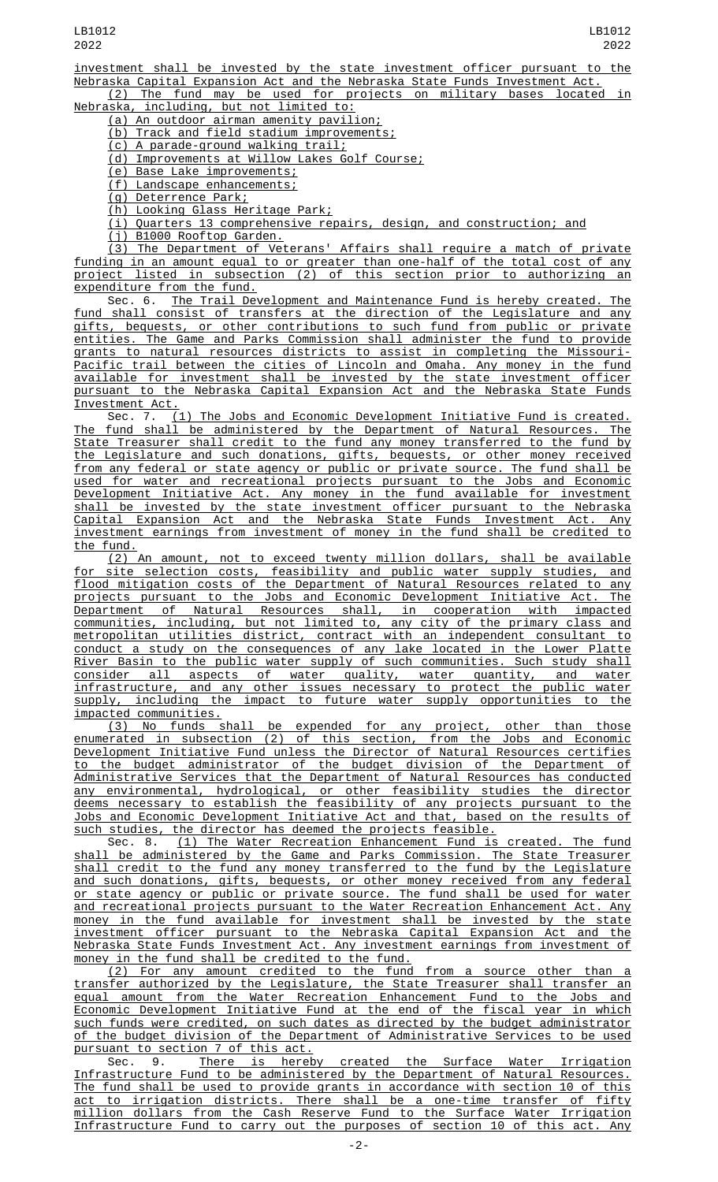investment shall be invested by the state investment officer pursuant to the Nebraska Capital Expansion Act and the Nebraska State Funds Investment Act.

(2) The fund may be used for projects on military bases located in Nebraska, including, but not limited to:

(a) An outdoor airman amenity pavilion;

(b) Track and field stadium improvements;

(c) A parade-ground walking trail;

(d) Improvements at Willow Lakes Golf Course;

(e) Base Lake improvements;

(f) Landscape enhancements;

(g) Deterrence Park;

(h) Looking Glass Heritage Park;

(i) Quarters 13 comprehensive repairs, design, and construction; and

(j) B1000 Rooftop Garden.

(3) The Department of Veterans' Affairs shall require a match of private funding in an amount equal to or greater than one-half of the total cost of any project listed in subsection (2) of this section prior to authorizing an expenditure from the fund.

Sec. 6. The Trail Development and Maintenance Fund is hereby created. The fund shall consist of transfers at the direction of the Legislature and any gifts, bequests, or other contributions to such fund from public or private entities. The Game and Parks Commission shall administer the fund to provide grants to natural resources districts to assist in completing the Missouri-Pacific trail between the cities of Lincoln and Omaha. Any money in the fund available for investment shall be invested by the state investment officer pursuant to the Nebraska Capital Expansion Act and the Nebraska State Funds Investment Act.

Sec. 7. (1) The Jobs and Economic Development Initiative Fund is created. The fund shall be administered by the Department of Natural Resources. The State Treasurer shall credit to the fund any money transferred to the fund by the Legislature and such donations, gifts, bequests, or other money received from any federal or state agency or public or private source. The fund shall be used for water and recreational projects pursuant to the Jobs and Economic Development Initiative Act. Any money in the fund available for investment shall be invested by the state investment officer pursuant to the Nebraska Capital Expansion Act and the Nebraska State Funds Investment Act. Any investment earnings from investment of money in the fund shall be credited to the fund.

(2) An amount, not to exceed twenty million dollars, shall be available for site selection costs, feasibility and public water supply studies, and flood mitigation costs of the Department of Natural Resources related to any projects pursuant to the Jobs and Economic Development Initiative Act. The Department of Natural Resources shall, in cooperation with impacted communities, including, but not limited to, any city of the primary class and metropolitan utilities district, contract with an independent consultant to conduct a study on the consequences of any lake located in the Lower Platte River Basin to the public water supply of such communities. Such study shall consider all aspects of water quality, water quantity, and water infrastructure, and any other issues necessary to protect the public water supply, including the impact to future water supply opportunities to the impacted communities.

(3) No funds shall be expended for any project, other than those enumerated in subsection (2) of this section, from the Jobs and Economic Development Initiative Fund unless the Director of Natural Resources certifies to the budget administrator of the budget division of the Department of Administrative Services that the Department of Natural Resources has conducted any environmental, hydrological, or other feasibility studies the director deems necessary to establish the feasibility of any projects pursuant to the Jobs and Economic Development Initiative Act and that, based on the results of such studies, the director has deemed the projects feasible.

Sec. 8. (1) The Water Recreation Enhancement Fund is created. The fund shall be administered by the Game and Parks Commission. The State Treasurer shall credit to the fund any money transferred to the fund by the Legislature and such donations, gifts, bequests, or other money received from any federal or state agency or public or private source. The fund shall be used for water and recreational projects pursuant to the Water Recreation Enhancement Act. Any money in the fund available for investment shall be invested by the state investment officer pursuant to the Nebraska Capital Expansion Act and the Nebraska State Funds Investment Act. Any investment earnings from investment of money in the fund shall be credited to the fund.

(2) For any amount credited to the fund from a source other than a transfer authorized by the Legislature, the State Treasurer shall transfer an equal amount from the Water Recreation Enhancement Fund to the Jobs and Economic Development Initiative Fund at the end of the fiscal year in which such funds were credited, on such dates as directed by the budget administrator of the budget division of the Department of Administrative Services to be used pursuant to section 7 of this act.

Sec. 9. There is hereby created the Surface Water Irrigation Infrastructure Fund to be administered by the Department of Natural Resources. The fund shall be used to provide grants in accordance with section 10 of this act to irrigation districts. There shall be a one-time transfer of fifty million dollars from the Cash Reserve Fund to the Surface Water Irrigation Infrastructure Fund to carry out the purposes of section 10 of this act. Any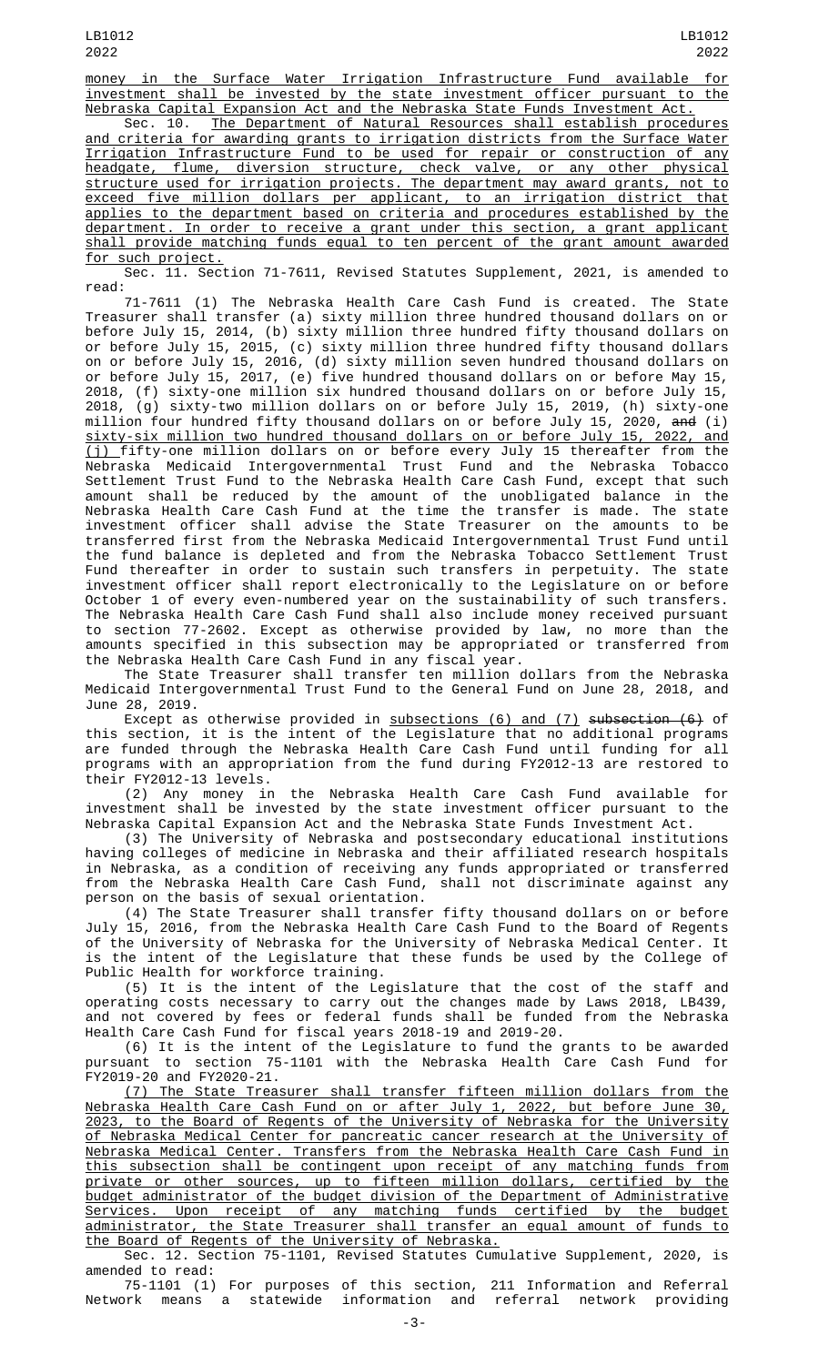money in the Surface Water Irrigation Infrastructure Fund available for investment shall be invested by the state investment officer pursuant to the Nebraska Capital Expansion Act and the Nebraska State Funds Investment Act.

Sec. 10. The Department of Natural Resources shall establish procedures and criteria for awarding grants to irrigation districts from the Surface Water Irrigation Infrastructure Fund to be used for repair or construction of any headgate, flume, diversion structure, check valve, or any other physical structure used for irrigation projects. The department may award grants, not to exceed five million dollars per applicant, to an irrigation district that applies to the department based on criteria and procedures established by the department. In order to receive a grant under this section, a grant applicant shall provide matching funds equal to ten percent of the grant amount awarded for such project.

Sec. 11. Section 71-7611, Revised Statutes Supplement, 2021, is amended to read:

71-7611 (1) The Nebraska Health Care Cash Fund is created. The State Treasurer shall transfer (a) sixty million three hundred thousand dollars on or before July 15, 2014, (b) sixty million three hundred fifty thousand dollars on or before July 15, 2015, (c) sixty million three hundred fifty thousand dollars on or before July 15, 2016, (d) sixty million seven hundred thousand dollars on or before July 15, 2017, (e) five hundred thousand dollars on or before May 15, 2018, (f) sixty-one million six hundred thousand dollars on or before July 15, 2018, (g) sixty-two million dollars on or before July 15, 2019, (h) sixty-one million four hundred fifty thousand dollars on or before July 15, 2020, ~~and~~ (i) sixty-six million two hundred thousand dollars on or before July 15, 2022, and (j) fifty-one million dollars on or before every July 15 thereafter from the Nebraska Medicaid Intergovernmental Trust Fund and the Nebraska Tobacco Settlement Trust Fund to the Nebraska Health Care Cash Fund, except that such amount shall be reduced by the amount of the unobligated balance in the Nebraska Health Care Cash Fund at the time the transfer is made. The state investment officer shall advise the State Treasurer on the amounts to be transferred first from the Nebraska Medicaid Intergovernmental Trust Fund until the fund balance is depleted and from the Nebraska Tobacco Settlement Trust Fund thereafter in order to sustain such transfers in perpetuity. The state investment officer shall report electronically to the Legislature on or before October 1 of every even-numbered year on the sustainability of such transfers. The Nebraska Health Care Cash Fund shall also include money received pursuant to section 77-2602. Except as otherwise provided by law, no more than the amounts specified in this subsection may be appropriated or transferred from the Nebraska Health Care Cash Fund in any fiscal year.

The State Treasurer shall transfer ten million dollars from the Nebraska Medicaid Intergovernmental Trust Fund to the General Fund on June 28, 2018, and June 28, 2019.

Except as otherwise provided in subsections (6) and (7) ~~subsection (6)~~ of this section, it is the intent of the Legislature that no additional programs are funded through the Nebraska Health Care Cash Fund until funding for all programs with an appropriation from the fund during FY2012-13 are restored to their FY2012-13 levels.

(2) Any money in the Nebraska Health Care Cash Fund available for investment shall be invested by the state investment officer pursuant to the Nebraska Capital Expansion Act and the Nebraska State Funds Investment Act.

(3) The University of Nebraska and postsecondary educational institutions having colleges of medicine in Nebraska and their affiliated research hospitals in Nebraska, as a condition of receiving any funds appropriated or transferred from the Nebraska Health Care Cash Fund, shall not discriminate against any person on the basis of sexual orientation.

(4) The State Treasurer shall transfer fifty thousand dollars on or before July 15, 2016, from the Nebraska Health Care Cash Fund to the Board of Regents of the University of Nebraska for the University of Nebraska Medical Center. It is the intent of the Legislature that these funds be used by the College of Public Health for workforce training.

(5) It is the intent of the Legislature that the cost of the staff and operating costs necessary to carry out the changes made by Laws 2018, LB439, and not covered by fees or federal funds shall be funded from the Nebraska Health Care Cash Fund for fiscal years 2018-19 and 2019-20.

(6) It is the intent of the Legislature to fund the grants to be awarded pursuant to section 75-1101 with the Nebraska Health Care Cash Fund for FY2019-20 and FY2020-21.

(7) The State Treasurer shall transfer fifteen million dollars from the Nebraska Health Care Cash Fund on or after July 1, 2022, but before June 30, 2023, to the Board of Regents of the University of Nebraska for the University of Nebraska Medical Center for pancreatic cancer research at the University of Nebraska Medical Center. Transfers from the Nebraska Health Care Cash Fund in this subsection shall be contingent upon receipt of any matching funds from private or other sources, up to fifteen million dollars, certified by the budget administrator of the budget division of the Department of Administrative Services. Upon receipt of any matching funds certified by the budget administrator, the State Treasurer shall transfer an equal amount of funds to the Board of Regents of the University of Nebraska.

Sec. 12. Section 75-1101, Revised Statutes Cumulative Supplement, 2020, is amended to read:

75-1101 (1) For purposes of this section, 211 Information and Referral Network means a statewide information and referral network providing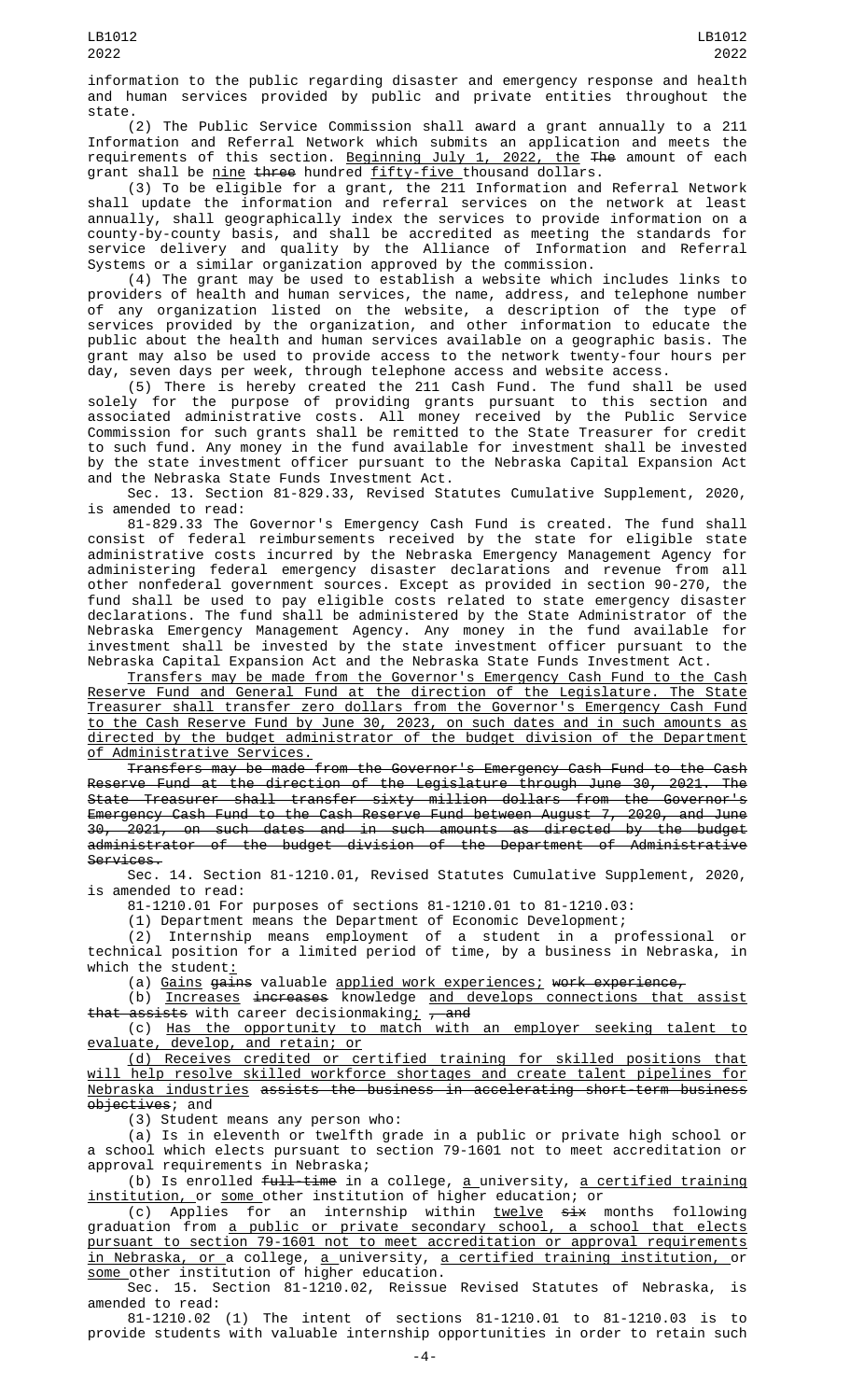information to the public regarding disaster and emergency response and health and human services provided by public and private entities throughout the state.

(2) The Public Service Commission shall award a grant annually to a 211 Information and Referral Network which submits an application and meets the requirements of this section. Beginning July 1, 2022, the ~~The~~ amount of each grant shall be nine ~~three~~ hundred fifty-five thousand dollars.

(3) To be eligible for a grant, the 211 Information and Referral Network shall update the information and referral services on the network at least annually, shall geographically index the services to provide information on a county-by-county basis, and shall be accredited as meeting the standards for service delivery and quality by the Alliance of Information and Referral Systems or a similar organization approved by the commission.

(4) The grant may be used to establish a website which includes links to providers of health and human services, the name, address, and telephone number of any organization listed on the website, a description of the type of services provided by the organization, and other information to educate the public about the health and human services available on a geographic basis. The grant may also be used to provide access to the network twenty-four hours per day, seven days per week, through telephone access and website access.

(5) There is hereby created the 211 Cash Fund. The fund shall be used solely for the purpose of providing grants pursuant to this section and associated administrative costs. All money received by the Public Service Commission for such grants shall be remitted to the State Treasurer for credit to such fund. Any money in the fund available for investment shall be invested by the state investment officer pursuant to the Nebraska Capital Expansion Act and the Nebraska State Funds Investment Act.

Sec. 13. Section 81-829.33, Revised Statutes Cumulative Supplement, 2020, is amended to read:

81-829.33 The Governor's Emergency Cash Fund is created. The fund shall consist of federal reimbursements received by the state for eligible state administrative costs incurred by the Nebraska Emergency Management Agency for administering federal emergency disaster declarations and revenue from all other nonfederal government sources. Except as provided in section 90-270, the fund shall be used to pay eligible costs related to state emergency disaster declarations. The fund shall be administered by the State Administrator of the Nebraska Emergency Management Agency. Any money in the fund available for investment shall be invested by the state investment officer pursuant to the Nebraska Capital Expansion Act and the Nebraska State Funds Investment Act.

Transfers may be made from the Governor's Emergency Cash Fund to the Cash Reserve Fund and General Fund at the direction of the Legislature. The State Treasurer shall transfer zero dollars from the Governor's Emergency Cash Fund to the Cash Reserve Fund by June 30, 2023, on such dates and in such amounts as directed by the budget administrator of the budget division of the Department of Administrative Services.

~~Transfers may be made from the Governor's Emergency Cash Fund to the Cash Reserve Fund at the direction of the Legislature through June 30, 2021. The State Treasurer shall transfer sixty million dollars from the Governor's Emergency Cash Fund to the Cash Reserve Fund between August 7, 2020, and June 30, 2021, on such dates and in such amounts as directed by the budget administrator of the budget division of the Department of Administrative Services.~~

Sec. 14. Section 81-1210.01, Revised Statutes Cumulative Supplement, 2020, is amended to read:

81-1210.01 For purposes of sections 81-1210.01 to 81-1210.03:

(1) Department means the Department of Economic Development;

(2) Internship means employment of a student in a professional or technical position for a limited period of time, by a business in Nebraska, in which the student:

(a) Gains ~~gains~~ valuable applied work experiences; ~~work experience,~~

(b) Increases ~~increases~~ knowledge and develops connections that assist ~~that assists~~ with career decisionmaking; ~~, and~~

(c) Has the opportunity to match with an employer seeking talent to evaluate, develop, and retain; or

(d) Receives credited or certified training for skilled positions that will help resolve skilled workforce shortages and create talent pipelines for Nebraska industries ~~assists the business in accelerating short-term business objectives~~; and

(3) Student means any person who:

(a) Is in eleventh or twelfth grade in a public or private high school or a school which elects pursuant to section 79-1601 not to meet accreditation or approval requirements in Nebraska;

(b) Is enrolled ~~full-time~~ in a college, a university, a certified training institution, or some other institution of higher education; or

(c) Applies for an internship within twelve ~~six~~ months following graduation from a public or private secondary school, a school that elects pursuant to section 79-1601 not to meet accreditation or approval requirements in Nebraska, or a college, a university, a certified training institution, or some other institution of higher education.

Sec. 15. Section 81-1210.02, Reissue Revised Statutes of Nebraska, is amended to read:

81-1210.02 (1) The intent of sections 81-1210.01 to 81-1210.03 is to provide students with valuable internship opportunities in order to retain such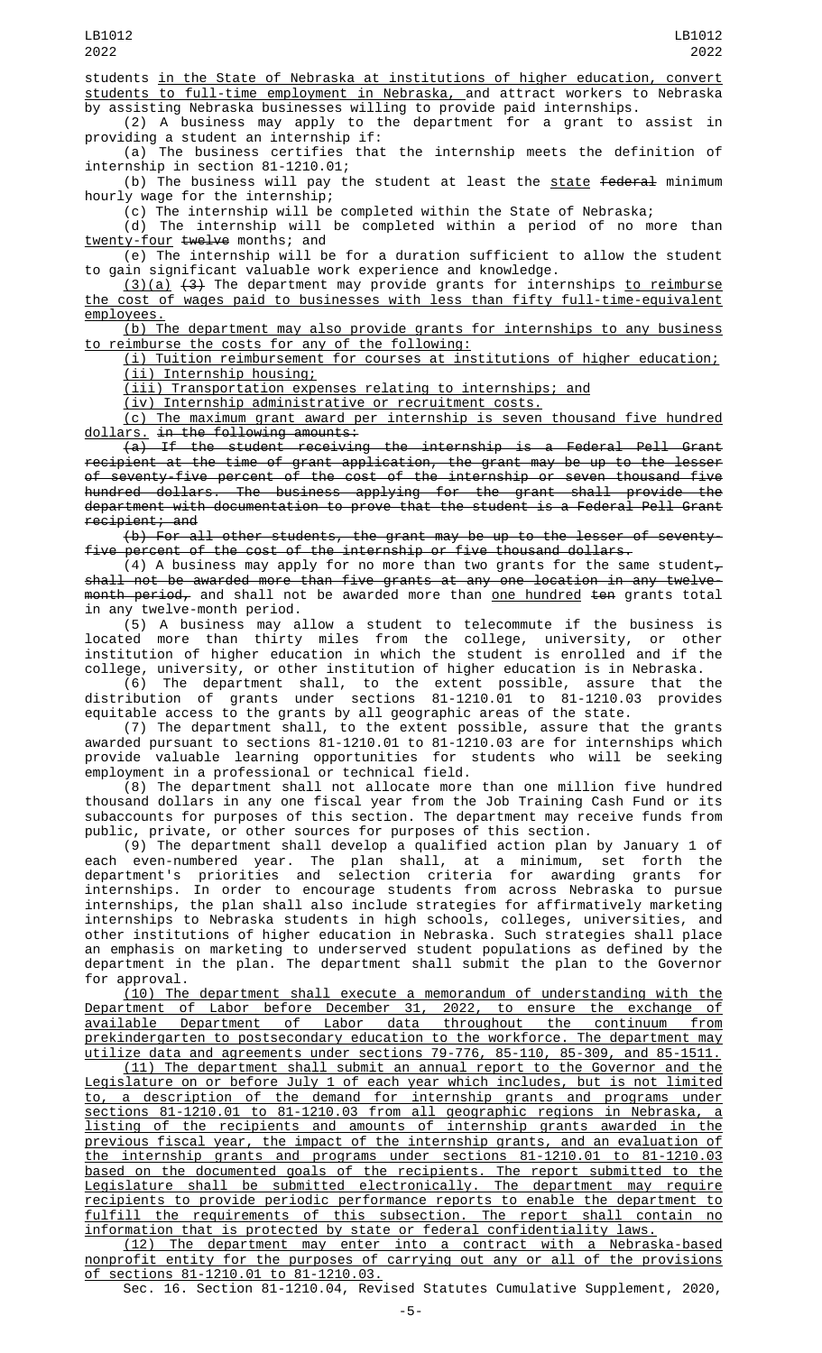students in the State of Nebraska at institutions of higher education, convert students to full-time employment in Nebraska, and attract workers to Nebraska by assisting Nebraska businesses willing to provide paid internships.

(2) A business may apply to the department for a grant to assist in providing a student an internship if:

(a) The business certifies that the internship meets the definition of internship in section 81-1210.01;

(b) The business will pay the student at least the state ~~federal~~ minimum hourly wage for the internship;

(c) The internship will be completed within the State of Nebraska;

(d) The internship will be completed within a period of no more than twenty-four ~~twelve~~ months; and

(e) The internship will be for a duration sufficient to allow the student to gain significant valuable work experience and knowledge.

(3)(a) ~~(3)~~ The department may provide grants for internships to reimburse the cost of wages paid to businesses with less than fifty full-time-equivalent employees.

(b) The department may also provide grants for internships to any business to reimburse the costs for any of the following:

(i) Tuition reimbursement for courses at institutions of higher education;

(ii) Internship housing;

(iii) Transportation expenses relating to internships; and

(iv) Internship administrative or recruitment costs.

(c) The maximum grant award per internship is seven thousand five hundred dollars. ~~in the following amounts:~~

~~(a) If the student receiving the internship is a Federal Pell Grant recipient at the time of grant application, the grant may be up to the lesser of seventy-five percent of the cost of the internship or seven thousand five hundred dollars. The business applying for the grant shall provide the department with documentation to prove that the student is a Federal Pell Grant recipient; and~~

~~(b) For all other students, the grant may be up to the lesser of seventy-five percent of the cost of the internship or five thousand dollars.~~

(4) A business may apply for no more than two grants for the same student, ~~shall not be awarded more than five grants at any one location in any twelve-month period,~~ and shall not be awarded more than one hundred ~~ten~~ grants total in any twelve-month period.

(5) A business may allow a student to telecommute if the business is located more than thirty miles from the college, university, or other institution of higher education in which the student is enrolled and if the college, university, or other institution of higher education is in Nebraska.

(6) The department shall, to the extent possible, assure that the distribution of grants under sections 81-1210.01 to 81-1210.03 provides equitable access to the grants by all geographic areas of the state.

(7) The department shall, to the extent possible, assure that the grants awarded pursuant to sections 81-1210.01 to 81-1210.03 are for internships which provide valuable learning opportunities for students who will be seeking employment in a professional or technical field.

(8) The department shall not allocate more than one million five hundred thousand dollars in any one fiscal year from the Job Training Cash Fund or its subaccounts for purposes of this section. The department may receive funds from public, private, or other sources for purposes of this section.

(9) The department shall develop a qualified action plan by January 1 of each even-numbered year. The plan shall, at a minimum, set forth the department's priorities and selection criteria for awarding grants for internships. In order to encourage students from across Nebraska to pursue internships, the plan shall also include strategies for affirmatively marketing internships to Nebraska students in high schools, colleges, universities, and other institutions of higher education in Nebraska. Such strategies shall place an emphasis on marketing to underserved student populations as defined by the department in the plan. The department shall submit the plan to the Governor for approval.

(10) The department shall execute a memorandum of understanding with the Department of Labor before December 31, 2022, to ensure the exchange of available Department of Labor data throughout the continuum from prekindergarten to postsecondary education to the workforce. The department may utilize data and agreements under sections 79-776, 85-110, 85-309, and 85-1511.

(11) The department shall submit an annual report to the Governor and the Legislature on or before July 1 of each year which includes, but is not limited to, a description of the demand for internship grants and programs under sections 81-1210.01 to 81-1210.03 from all geographic regions in Nebraska, a listing of the recipients and amounts of internship grants awarded in the previous fiscal year, the impact of the internship grants, and an evaluation of the internship grants and programs under sections 81-1210.01 to 81-1210.03 based on the documented goals of the recipients. The report submitted to the Legislature shall be submitted electronically. The department may require recipients to provide periodic performance reports to enable the department to fulfill the requirements of this subsection. The report shall contain no information that is protected by state or federal confidentiality laws.

(12) The department may enter into a contract with a Nebraska-based nonprofit entity for the purposes of carrying out any or all of the provisions of sections 81-1210.01 to 81-1210.03.

Sec. 16. Section 81-1210.04, Revised Statutes Cumulative Supplement, 2020,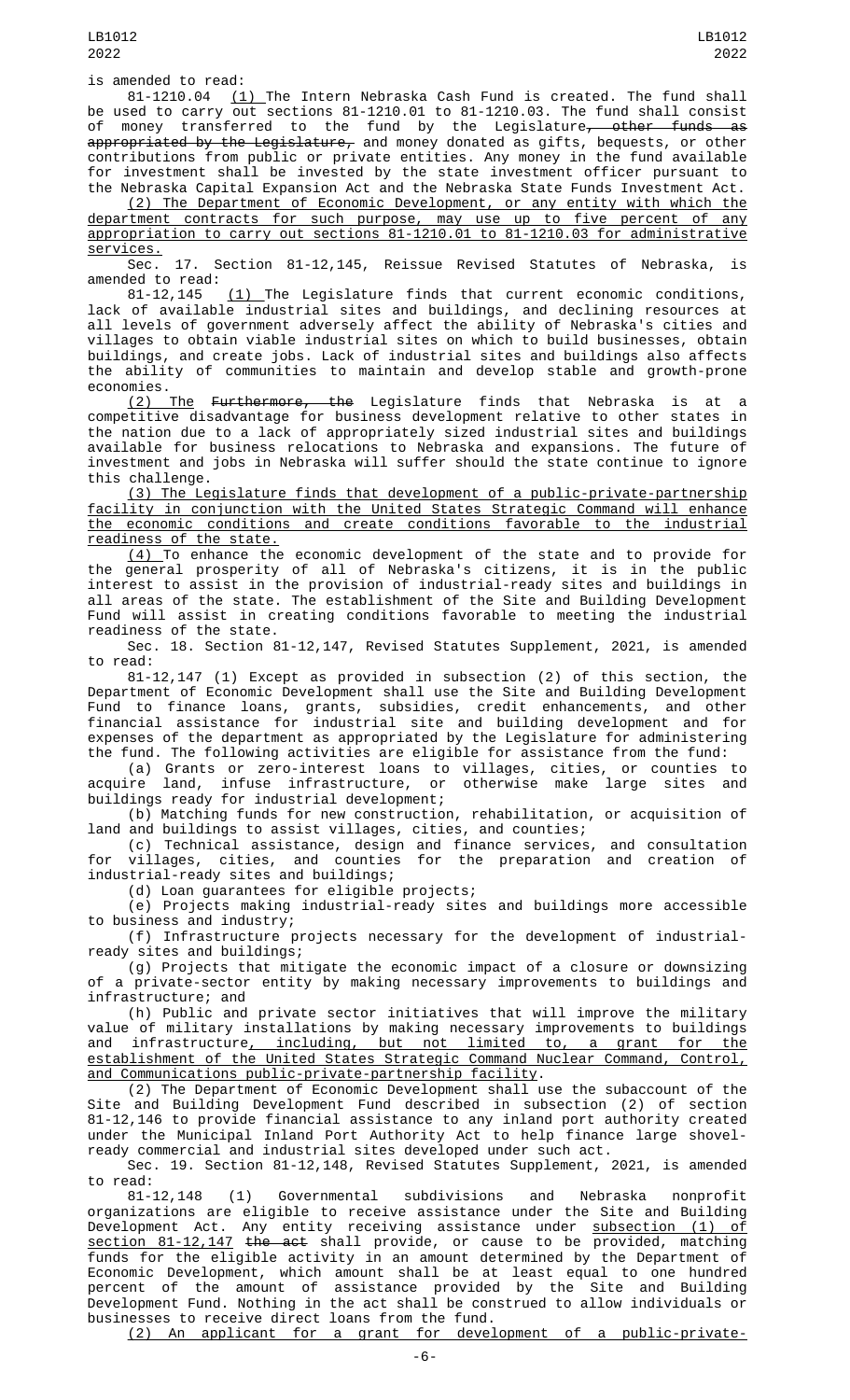is amended to read:

81-1210.04 (1) The Intern Nebraska Cash Fund is created. The fund shall be used to carry out sections 81-1210.01 to 81-1210.03. The fund shall consist of money transferred to the fund by the Legislature~~, other funds as appropriated by the Legislature,~~ and money donated as gifts, bequests, or other contributions from public or private entities. Any money in the fund available for investment shall be invested by the state investment officer pursuant to the Nebraska Capital Expansion Act and the Nebraska State Funds Investment Act.

(2) The Department of Economic Development, or any entity with which the department contracts for such purpose, may use up to five percent of any appropriation to carry out sections 81-1210.01 to 81-1210.03 for administrative services.

Sec. 17. Section 81-12,145, Reissue Revised Statutes of Nebraska, is amended to read:

81-12,145 (1) The Legislature finds that current economic conditions, lack of available industrial sites and buildings, and declining resources at all levels of government adversely affect the ability of Nebraska's cities and villages to obtain viable industrial sites on which to build businesses, obtain buildings, and create jobs. Lack of industrial sites and buildings also affects the ability of communities to maintain and develop stable and growth-prone economies.

(2) The ~~Furthermore, the~~ Legislature finds that Nebraska is at a competitive disadvantage for business development relative to other states in the nation due to a lack of appropriately sized industrial sites and buildings available for business relocations to Nebraska and expansions. The future of investment and jobs in Nebraska will suffer should the state continue to ignore this challenge.

(3) The Legislature finds that development of a public-private-partnership facility in conjunction with the United States Strategic Command will enhance the economic conditions and create conditions favorable to the industrial readiness of the state.

(4) To enhance the economic development of the state and to provide for the general prosperity of all of Nebraska's citizens, it is in the public interest to assist in the provision of industrial-ready sites and buildings in all areas of the state. The establishment of the Site and Building Development Fund will assist in creating conditions favorable to meeting the industrial readiness of the state.

Sec. 18. Section 81-12,147, Revised Statutes Supplement, 2021, is amended to read:

81-12,147 (1) Except as provided in subsection (2) of this section, the Department of Economic Development shall use the Site and Building Development Fund to finance loans, grants, subsidies, credit enhancements, and other financial assistance for industrial site and building development and for expenses of the department as appropriated by the Legislature for administering the fund. The following activities are eligible for assistance from the fund:

(a) Grants or zero-interest loans to villages, cities, or counties to acquire land, infuse infrastructure, or otherwise make large sites and buildings ready for industrial development;

(b) Matching funds for new construction, rehabilitation, or acquisition of land and buildings to assist villages, cities, and counties;

(c) Technical assistance, design and finance services, and consultation for villages, cities, and counties for the preparation and creation of industrial-ready sites and buildings;

(d) Loan guarantees for eligible projects;

(e) Projects making industrial-ready sites and buildings more accessible to business and industry;

(f) Infrastructure projects necessary for the development of industrial-ready sites and buildings;

(g) Projects that mitigate the economic impact of a closure or downsizing of a private-sector entity by making necessary improvements to buildings and infrastructure; and

(h) Public and private sector initiatives that will improve the military value of military installations by making necessary improvements to buildings and infrastructure, including, but not limited to, a grant for the establishment of the United States Strategic Command Nuclear Command, Control, and Communications public-private-partnership facility.

(2) The Department of Economic Development shall use the subaccount of the Site and Building Development Fund described in subsection (2) of section 81-12,146 to provide financial assistance to any inland port authority created under the Municipal Inland Port Authority Act to help finance large shovel-ready commercial and industrial sites developed under such act.

Sec. 19. Section 81-12,148, Revised Statutes Supplement, 2021, is amended to read:

81-12,148 (1) Governmental subdivisions and Nebraska nonprofit organizations are eligible to receive assistance under the Site and Building Development Act. Any entity receiving assistance under subsection (1) of section 81-12,147 ~~the act~~ shall provide, or cause to be provided, matching funds for the eligible activity in an amount determined by the Department of Economic Development, which amount shall be at least equal to one hundred percent of the amount of assistance provided by the Site and Building Development Fund. Nothing in the act shall be construed to allow individuals or businesses to receive direct loans from the fund.

(2) An applicant for a grant for development of a public-private-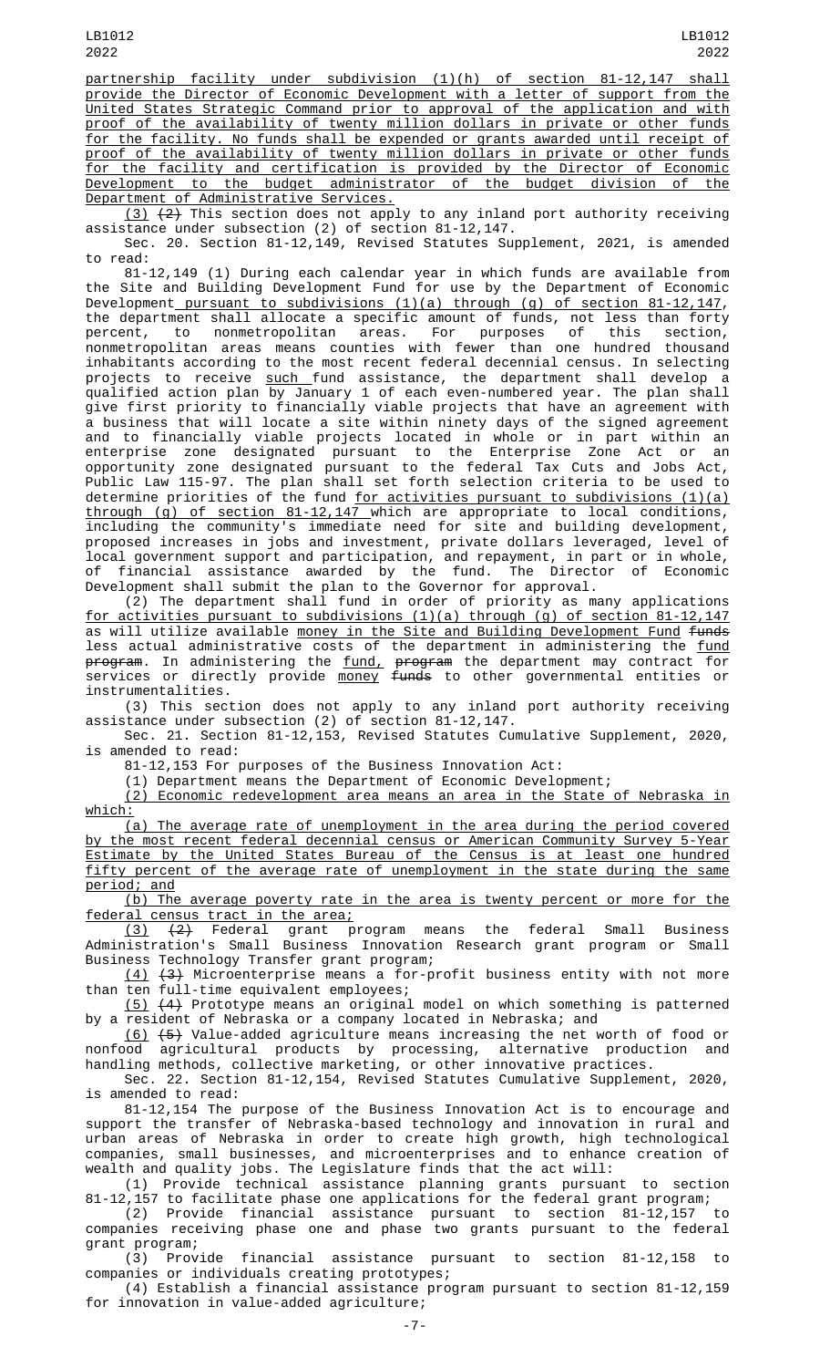partnership facility under subdivision (1)(h) of section 81-12,147 shall provide the Director of Economic Development with a letter of support from the United States Strategic Command prior to approval of the application and with proof of the availability of twenty million dollars in private or other funds for the facility. No funds shall be expended or grants awarded until receipt of proof of the availability of twenty million dollars in private or other funds for the facility and certification is provided by the Director of Economic Development to the budget administrator of the budget division of the Department of Administrative Services.

(3) ~~(2)~~ This section does not apply to any inland port authority receiving assistance under subsection (2) of section 81-12,147.

Sec. 20. Section 81-12,149, Revised Statutes Supplement, 2021, is amended to read:

81-12,149 (1) During each calendar year in which funds are available from the Site and Building Development Fund for use by the Department of Economic Development pursuant to subdivisions (1)(a) through (g) of section 81-12,147, the department shall allocate a specific amount of funds, not less than forty percent, to nonmetropolitan areas. For purposes of this section, nonmetropolitan areas means counties with fewer than one hundred thousand inhabitants according to the most recent federal decennial census. In selecting projects to receive such fund assistance, the department shall develop a qualified action plan by January 1 of each even-numbered year. The plan shall give first priority to financially viable projects that have an agreement with a business that will locate a site within ninety days of the signed agreement and to financially viable projects located in whole or in part within an enterprise zone designated pursuant to the Enterprise Zone Act or an opportunity zone designated pursuant to the federal Tax Cuts and Jobs Act, Public Law 115-97. The plan shall set forth selection criteria to be used to determine priorities of the fund for activities pursuant to subdivisions (1)(a) through (g) of section 81-12,147 which are appropriate to local conditions, including the community's immediate need for site and building development, proposed increases in jobs and investment, private dollars leveraged, level of local government support and participation, and repayment, in part or in whole, of financial assistance awarded by the fund. The Director of Economic Development shall submit the plan to the Governor for approval.

(2) The department shall fund in order of priority as many applications for activities pursuant to subdivisions (1)(a) through (g) of section 81-12,147 as will utilize available money in the Site and Building Development Fund ~~funds~~ less actual administrative costs of the department in administering the fund ~~program~~. In administering the fund, ~~program~~ the department may contract for services or directly provide money ~~funds~~ to other governmental entities or instrumentalities.

(3) This section does not apply to any inland port authority receiving assistance under subsection (2) of section 81-12,147.

Sec. 21. Section 81-12,153, Revised Statutes Cumulative Supplement, 2020, is amended to read:

81-12,153 For purposes of the Business Innovation Act:

(1) Department means the Department of Economic Development;

(2) Economic redevelopment area means an area in the State of Nebraska in which:

(a) The average rate of unemployment in the area during the period covered by the most recent federal decennial census or American Community Survey 5-Year Estimate by the United States Bureau of the Census is at least one hundred fifty percent of the average rate of unemployment in the state during the same period; and

(b) The average poverty rate in the area is twenty percent or more for the federal census tract in the area;

(3) ~~(2)~~ Federal grant program means the federal Small Business Administration's Small Business Innovation Research grant program or Small Business Technology Transfer grant program;

(4) ~~(3)~~ Microenterprise means a for-profit business entity with not more than ten full-time equivalent employees;

(5) ~~(4)~~ Prototype means an original model on which something is patterned by a resident of Nebraska or a company located in Nebraska; and

(6) ~~(5)~~ Value-added agriculture means increasing the net worth of food or nonfood agricultural products by processing, alternative production and handling methods, collective marketing, or other innovative practices.

Sec. 22. Section 81-12,154, Revised Statutes Cumulative Supplement, 2020, is amended to read:

81-12,154 The purpose of the Business Innovation Act is to encourage and support the transfer of Nebraska-based technology and innovation in rural and urban areas of Nebraska in order to create high growth, high technological companies, small businesses, and microenterprises and to enhance creation of wealth and quality jobs. The Legislature finds that the act will:

(1) Provide technical assistance planning grants pursuant to section 81-12,157 to facilitate phase one applications for the federal grant program;

(2) Provide financial assistance pursuant to section 81-12,157 to companies receiving phase one and phase two grants pursuant to the federal grant program;

(3) Provide financial assistance pursuant to section 81-12,158 to companies or individuals creating prototypes;

(4) Establish a financial assistance program pursuant to section 81-12,159 for innovation in value-added agriculture;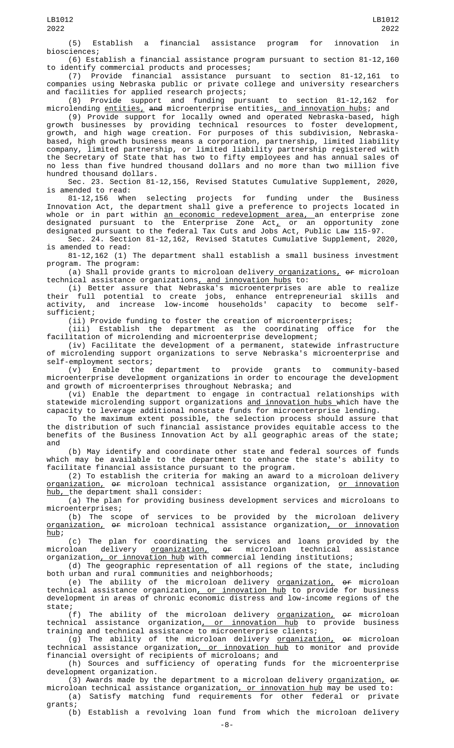(5) Establish a financial assistance program for innovation in biosciences;

(6) Establish a financial assistance program pursuant to section 81-12,160 to identify commercial products and processes;

(7) Provide financial assistance pursuant to section 81-12,161 to companies using Nebraska public or private college and university researchers and facilities for applied research projects;

(8) Provide support and funding pursuant to section 81-12,162 for microlending entities, and microenterprise entities, and innovation hubs; and

(9) Provide support for locally owned and operated Nebraska-based, high growth businesses by providing technical resources to foster development, growth, and high wage creation. For purposes of this subdivision, Nebraska-based, high growth business means a corporation, partnership, limited liability company, limited partnership, or limited liability partnership registered with the Secretary of State that has two to fifty employees and has annual sales of no less than five hundred thousand dollars and no more than two million five hundred thousand dollars.

Sec. 23. Section 81-12,156, Revised Statutes Cumulative Supplement, 2020, is amended to read:

81-12,156 When selecting projects for funding under the Business Innovation Act, the department shall give a preference to projects located in whole or in part within an economic redevelopment area, an enterprise zone designated pursuant to the Enterprise Zone Act, or an opportunity zone designated pursuant to the federal Tax Cuts and Jobs Act, Public Law 115-97.

Sec. 24. Section 81-12,162, Revised Statutes Cumulative Supplement, 2020, is amended to read:

81-12,162 (1) The department shall establish a small business investment program. The program:

(a) Shall provide grants to microloan delivery organizations, or microloan technical assistance organizations, and innovation hubs to:

(i) Better assure that Nebraska's microenterprises are able to realize their full potential to create jobs, enhance entrepreneurial skills and activity, and increase low-income households' capacity to become self-sufficient;

(ii) Provide funding to foster the creation of microenterprises;

(iii) Establish the department as the coordinating office for the facilitation of microlending and microenterprise development;

(iv) Facilitate the development of a permanent, statewide infrastructure of microlending support organizations to serve Nebraska's microenterprise and self-employment sectors;

(v) Enable the department to provide grants to community-based microenterprise development organizations in order to encourage the development and growth of microenterprises throughout Nebraska; and

(vi) Enable the department to engage in contractual relationships with statewide microlending support organizations and innovation hubs which have the capacity to leverage additional nonstate funds for microenterprise lending.

To the maximum extent possible, the selection process should assure that the distribution of such financial assistance provides equitable access to the benefits of the Business Innovation Act by all geographic areas of the state; and

(b) May identify and coordinate other state and federal sources of funds which may be available to the department to enhance the state's ability to facilitate financial assistance pursuant to the program.

(2) To establish the criteria for making an award to a microloan delivery organization, or microloan technical assistance organization, or innovation hub, the department shall consider:

(a) The plan for providing business development services and microloans to microenterprises;

(b) The scope of services to be provided by the microloan delivery organization, or microloan technical assistance organization, or innovation hub;

(c) The plan for coordinating the services and loans provided by the microloan delivery organization, or microloan technical assistance organization, or innovation hub with commercial lending institutions;

(d) The geographic representation of all regions of the state, including both urban and rural communities and neighborhoods;

(e) The ability of the microloan delivery organization, or microloan technical assistance organization, or innovation hub to provide for business development in areas of chronic economic distress and low-income regions of the state;

(f) The ability of the microloan delivery organization, or microloan technical assistance organization, or innovation hub to provide business training and technical assistance to microenterprise clients;

(g) The ability of the microloan delivery organization, or microloan technical assistance organization, or innovation hub to monitor and provide financial oversight of recipients of microloans; and

(h) Sources and sufficiency of operating funds for the microenterprise development organization.

(3) Awards made by the department to a microloan delivery organization, or microloan technical assistance organization, or innovation hub may be used to:

(a) Satisfy matching fund requirements for other federal or private grants;

(b) Establish a revolving loan fund from which the microloan delivery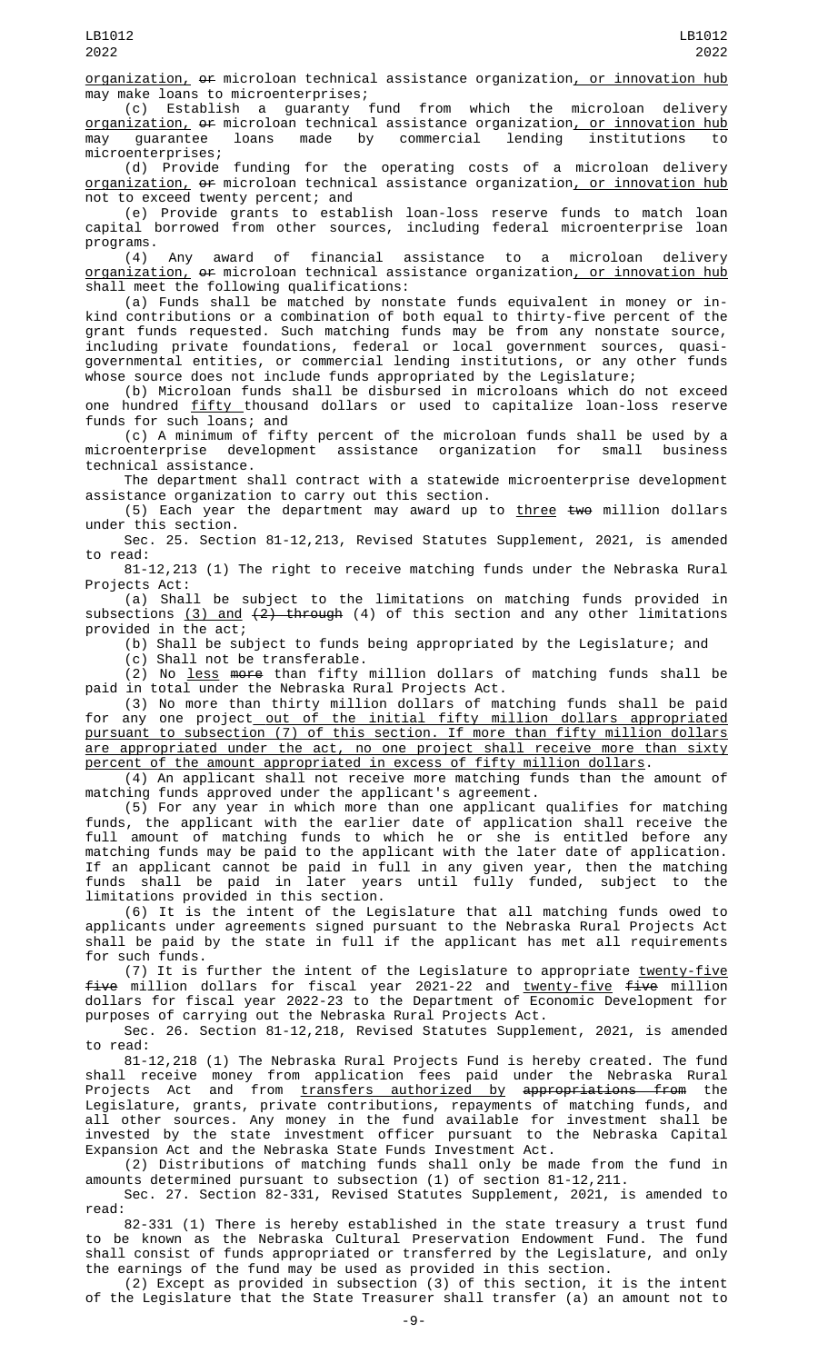organization, or microloan technical assistance organization, or innovation hub may make loans to microenterprises;

(c) Establish a guaranty fund from which the microloan delivery organization, or microloan technical assistance organization, or innovation hub may guarantee loans made by commercial lending institutions to microenterprises;

(d) Provide funding for the operating costs of a microloan delivery organization, or microloan technical assistance organization, or innovation hub not to exceed twenty percent; and

(e) Provide grants to establish loan-loss reserve funds to match loan capital borrowed from other sources, including federal microenterprise loan programs.

(4) Any award of financial assistance to a microloan delivery organization, or microloan technical assistance organization, or innovation hub shall meet the following qualifications:

(a) Funds shall be matched by nonstate funds equivalent in money or in-kind contributions or a combination of both equal to thirty-five percent of the grant funds requested. Such matching funds may be from any nonstate source, including private foundations, federal or local government sources, quasi-governmental entities, or commercial lending institutions, or any other funds whose source does not include funds appropriated by the Legislature;

(b) Microloan funds shall be disbursed in microloans which do not exceed one hundred fifty thousand dollars or used to capitalize loan-loss reserve funds for such loans; and

(c) A minimum of fifty percent of the microloan funds shall be used by a microenterprise development assistance organization for small business technical assistance.

The department shall contract with a statewide microenterprise development assistance organization to carry out this section.

(5) Each year the department may award up to three two million dollars under this section.

Sec. 25. Section 81-12,213, Revised Statutes Supplement, 2021, is amended to read:

81-12,213 (1) The right to receive matching funds under the Nebraska Rural Projects Act:

(a) Shall be subject to the limitations on matching funds provided in subsections (3) and (2) through (4) of this section and any other limitations provided in the act;

(b) Shall be subject to funds being appropriated by the Legislature; and

(c) Shall not be transferable.

(2) No less more than fifty million dollars of matching funds shall be paid in total under the Nebraska Rural Projects Act.

(3) No more than thirty million dollars of matching funds shall be paid for any one project out of the initial fifty million dollars appropriated pursuant to subsection (7) of this section. If more than fifty million dollars are appropriated under the act, no one project shall receive more than sixty percent of the amount appropriated in excess of fifty million dollars.

(4) An applicant shall not receive more matching funds than the amount of matching funds approved under the applicant's agreement.

(5) For any year in which more than one applicant qualifies for matching funds, the applicant with the earlier date of application shall receive the full amount of matching funds to which he or she is entitled before any matching funds may be paid to the applicant with the later date of application. If an applicant cannot be paid in full in any given year, then the matching funds shall be paid in later years until fully funded, subject to the limitations provided in this section.

(6) It is the intent of the Legislature that all matching funds owed to applicants under agreements signed pursuant to the Nebraska Rural Projects Act shall be paid by the state in full if the applicant has met all requirements for such funds.

(7) It is further the intent of the Legislature to appropriate twenty-five five million dollars for fiscal year 2021-22 and twenty-five five million dollars for fiscal year 2022-23 to the Department of Economic Development for purposes of carrying out the Nebraska Rural Projects Act.

Sec. 26. Section 81-12,218, Revised Statutes Supplement, 2021, is amended to read:

81-12,218 (1) The Nebraska Rural Projects Fund is hereby created. The fund shall receive money from application fees paid under the Nebraska Rural Projects Act and from transfers authorized by appropriations from the Legislature, grants, private contributions, repayments of matching funds, and all other sources. Any money in the fund available for investment shall be invested by the state investment officer pursuant to the Nebraska Capital Expansion Act and the Nebraska State Funds Investment Act.

(2) Distributions of matching funds shall only be made from the fund in amounts determined pursuant to subsection (1) of section 81-12,211.

Sec. 27. Section 82-331, Revised Statutes Supplement, 2021, is amended to read:

82-331 (1) There is hereby established in the state treasury a trust fund to be known as the Nebraska Cultural Preservation Endowment Fund. The fund shall consist of funds appropriated or transferred by the Legislature, and only the earnings of the fund may be used as provided in this section.

(2) Except as provided in subsection (3) of this section, it is the intent of the Legislature that the State Treasurer shall transfer (a) an amount not to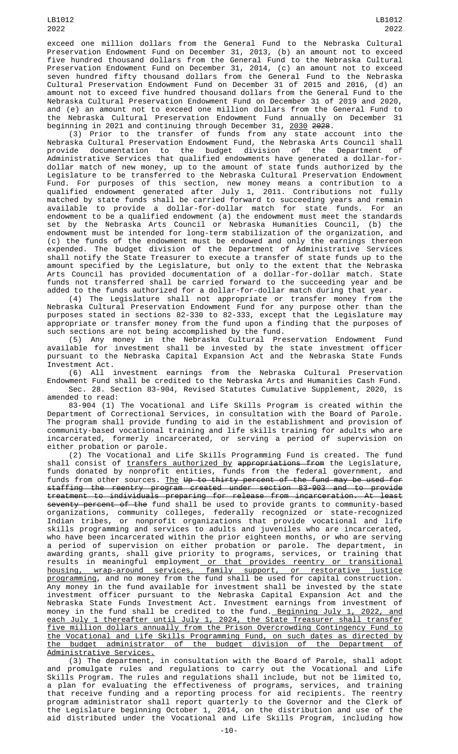exceed one million dollars from the General Fund to the Nebraska Cultural Preservation Endowment Fund on December 31, 2013, (b) an amount not to exceed five hundred thousand dollars from the General Fund to the Nebraska Cultural Preservation Endowment Fund on December 31, 2014, (c) an amount not to exceed seven hundred fifty thousand dollars from the General Fund to the Nebraska Cultural Preservation Endowment Fund on December 31 of 2015 and 2016, (d) an amount not to exceed five hundred thousand dollars from the General Fund to the Nebraska Cultural Preservation Endowment Fund on December 31 of 2019 and 2020, and (e) an amount not to exceed one million dollars from the General Fund to the Nebraska Cultural Preservation Endowment Fund annually on December 31 beginning in 2021 and continuing through December 31, 2030 ~~2028~~.

(3) Prior to the transfer of funds from any state account into the Nebraska Cultural Preservation Endowment Fund, the Nebraska Arts Council shall provide documentation to the budget division of the Department of Administrative Services that qualified endowments have generated a dollar-for-dollar match of new money, up to the amount of state funds authorized by the Legislature to be transferred to the Nebraska Cultural Preservation Endowment Fund. For purposes of this section, new money means a contribution to a qualified endowment generated after July 1, 2011. Contributions not fully matched by state funds shall be carried forward to succeeding years and remain available to provide a dollar-for-dollar match for state funds. For an endowment to be a qualified endowment (a) the endowment must meet the standards set by the Nebraska Arts Council or Nebraska Humanities Council, (b) the endowment must be intended for long-term stabilization of the organization, and (c) the funds of the endowment must be endowed and only the earnings thereon expended. The budget division of the Department of Administrative Services shall notify the State Treasurer to execute a transfer of state funds up to the amount specified by the Legislature, but only to the extent that the Nebraska Arts Council has provided documentation of a dollar-for-dollar match. State funds not transferred shall be carried forward to the succeeding year and be added to the funds authorized for a dollar-for-dollar match during that year.

(4) The Legislature shall not appropriate or transfer money from the Nebraska Cultural Preservation Endowment Fund for any purpose other than the purposes stated in sections 82-330 to 82-333, except that the Legislature may appropriate or transfer money from the fund upon a finding that the purposes of such sections are not being accomplished by the fund.

(5) Any money in the Nebraska Cultural Preservation Endowment Fund available for investment shall be invested by the state investment officer pursuant to the Nebraska Capital Expansion Act and the Nebraska State Funds Investment Act.

(6) All investment earnings from the Nebraska Cultural Preservation Endowment Fund shall be credited to the Nebraska Arts and Humanities Cash Fund.

Sec. 28. Section 83-904, Revised Statutes Cumulative Supplement, 2020, is amended to read:

83-904 (1) The Vocational and Life Skills Program is created within the Department of Correctional Services, in consultation with the Board of Parole. The program shall provide funding to aid in the establishment and provision of community-based vocational training and life skills training for adults who are incarcerated, formerly incarcerated, or serving a period of supervision on either probation or parole.

(2) The Vocational and Life Skills Programming Fund is created. The fund shall consist of transfers authorized by ~~appropriations from~~ the Legislature, funds donated by nonprofit entities, funds from the federal government, and funds from other sources. The ~~Up to thirty percent of the fund may be used for staffing the reentry program created under section 83-903 and to provide treatment to individuals preparing for release from incarceration. At least seventy percent of the~~ fund shall be used to provide grants to community-based organizations, community colleges, federally recognized or state-recognized Indian tribes, or nonprofit organizations that provide vocational and life skills programming and services to adults and juveniles who are incarcerated, who have been incarcerated within the prior eighteen months, or who are serving a period of supervision on either probation or parole. The department, in awarding grants, shall give priority to programs, services, or training that results in meaningful employment or that provides reentry or transitional housing, wrap-around services, family support, or restorative justice programming, and no money from the fund shall be used for capital construction. Any money in the fund available for investment shall be invested by the state investment officer pursuant to the Nebraska Capital Expansion Act and the Nebraska State Funds Investment Act. Investment earnings from investment of money in the fund shall be credited to the fund. Beginning July 1, 2022, and each July 1 thereafter until July 1, 2024, the State Treasurer shall transfer five million dollars annually from the Prison Overcrowding Contingency Fund to the Vocational and Life Skills Programming Fund, on such dates as directed by the budget administrator of the budget division of the Department of Administrative Services.

(3) The department, in consultation with the Board of Parole, shall adopt and promulgate rules and regulations to carry out the Vocational and Life Skills Program. The rules and regulations shall include, but not be limited to, a plan for evaluating the effectiveness of programs, services, and training that receive funding and a reporting process for aid recipients. The reentry program administrator shall report quarterly to the Governor and the Clerk of the Legislature beginning October 1, 2014, on the distribution and use of the aid distributed under the Vocational and Life Skills Program, including how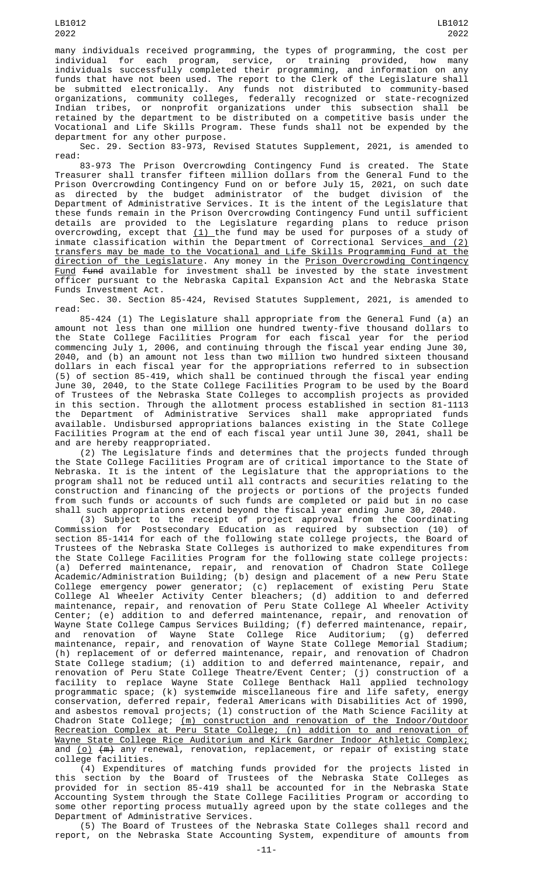many individuals received programming, the types of programming, the cost per individual for each program, service, or training provided, how many individuals successfully completed their programming, and information on any funds that have not been used. The report to the Clerk of the Legislature shall be submitted electronically. Any funds not distributed to community-based organizations, community colleges, federally recognized or state-recognized Indian tribes, or nonprofit organizations under this subsection shall be retained by the department to be distributed on a competitive basis under the Vocational and Life Skills Program. These funds shall not be expended by the department for any other purpose.

Sec. 29. Section 83-973, Revised Statutes Supplement, 2021, is amended to read:

83-973 The Prison Overcrowding Contingency Fund is created. The State Treasurer shall transfer fifteen million dollars from the General Fund to the Prison Overcrowding Contingency Fund on or before July 15, 2021, on such date as directed by the budget administrator of the budget division of the Department of Administrative Services. It is the intent of the Legislature that these funds remain in the Prison Overcrowding Contingency Fund until sufficient details are provided to the Legislature regarding plans to reduce prison overcrowding, except that (1) the fund may be used for purposes of a study of inmate classification within the Department of Correctional Services and (2) transfers may be made to the Vocational and Life Skills Programming Fund at the direction of the Legislature. Any money in the Prison Overcrowding Contingency Fund ~~fund~~ available for investment shall be invested by the state investment officer pursuant to the Nebraska Capital Expansion Act and the Nebraska State Funds Investment Act.

Sec. 30. Section 85-424, Revised Statutes Supplement, 2021, is amended to read:

85-424 (1) The Legislature shall appropriate from the General Fund (a) an amount not less than one million one hundred twenty-five thousand dollars to the State College Facilities Program for each fiscal year for the period commencing July 1, 2006, and continuing through the fiscal year ending June 30, 2040, and (b) an amount not less than two million two hundred sixteen thousand dollars in each fiscal year for the appropriations referred to in subsection (5) of section 85-419, which shall be continued through the fiscal year ending June 30, 2040, to the State College Facilities Program to be used by the Board of Trustees of the Nebraska State Colleges to accomplish projects as provided in this section. Through the allotment process established in section 81-1113 the Department of Administrative Services shall make appropriated funds available. Undisbursed appropriations balances existing in the State College Facilities Program at the end of each fiscal year until June 30, 2041, shall be and are hereby reappropriated.

(2) The Legislature finds and determines that the projects funded through the State College Facilities Program are of critical importance to the State of Nebraska. It is the intent of the Legislature that the appropriations to the program shall not be reduced until all contracts and securities relating to the construction and financing of the projects or portions of the projects funded from such funds or accounts of such funds are completed or paid but in no case shall such appropriations extend beyond the fiscal year ending June 30, 2040.

(3) Subject to the receipt of project approval from the Coordinating Commission for Postsecondary Education as required by subsection (10) of section 85-1414 for each of the following state college projects, the Board of Trustees of the Nebraska State Colleges is authorized to make expenditures from the State College Facilities Program for the following state college projects: (a) Deferred maintenance, repair, and renovation of Chadron State College Academic/Administration Building; (b) design and placement of a new Peru State College emergency power generator; (c) replacement of existing Peru State College Al Wheeler Activity Center bleachers; (d) addition to and deferred maintenance, repair, and renovation of Peru State College Al Wheeler Activity Center; (e) addition to and deferred maintenance, repair, and renovation of Wayne State College Campus Services Building; (f) deferred maintenance, repair, and renovation of Wayne State College Rice Auditorium; (g) deferred maintenance, repair, and renovation of Wayne State College Memorial Stadium; (h) replacement of or deferred maintenance, repair, and renovation of Chadron State College stadium; (i) addition to and deferred maintenance, repair, and renovation of Peru State College Theatre/Event Center; (j) construction of a facility to replace Wayne State College Benthack Hall applied technology programmatic space; (k) systemwide miscellaneous fire and life safety, energy conservation, deferred repair, federal Americans with Disabilities Act of 1990, and asbestos removal projects; (l) construction of the Math Science Facility at Chadron State College; (m) construction and renovation of the Indoor/Outdoor Recreation Complex at Peru State College; (n) addition to and renovation of Wayne State College Rice Auditorium and Kirk Gardner Indoor Athletic Complex; and (o) ~~(m)~~ any renewal, renovation, replacement, or repair of existing state college facilities.

(4) Expenditures of matching funds provided for the projects listed in this section by the Board of Trustees of the Nebraska State Colleges as provided for in section 85-419 shall be accounted for in the Nebraska State Accounting System through the State College Facilities Program or according to some other reporting process mutually agreed upon by the state colleges and the Department of Administrative Services.

(5) The Board of Trustees of the Nebraska State Colleges shall record and report, on the Nebraska State Accounting System, expenditure of amounts from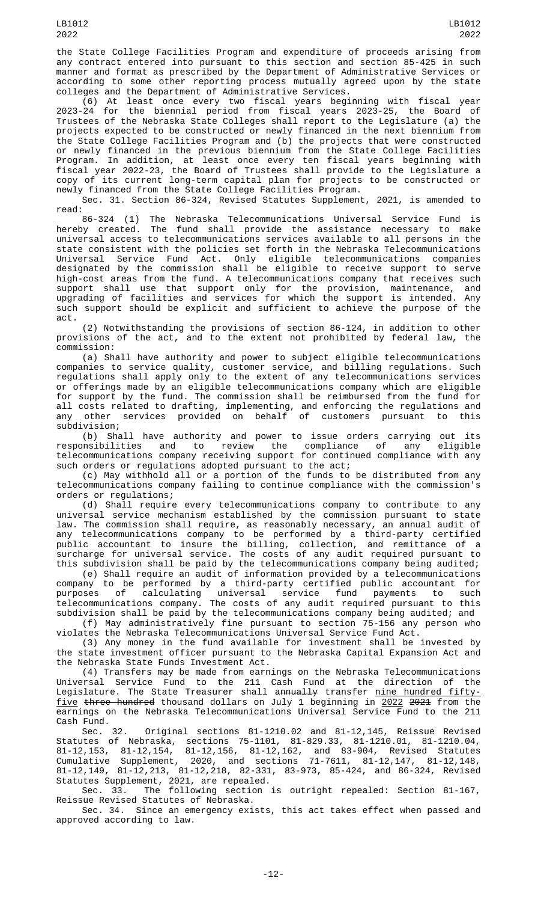the State College Facilities Program and expenditure of proceeds arising from any contract entered into pursuant to this section and section 85-425 in such manner and format as prescribed by the Department of Administrative Services or according to some other reporting process mutually agreed upon by the state colleges and the Department of Administrative Services.

(6) At least once every two fiscal years beginning with fiscal year 2023-24 for the biennial period from fiscal years 2023-25, the Board of Trustees of the Nebraska State Colleges shall report to the Legislature (a) the projects expected to be constructed or newly financed in the next biennium from the State College Facilities Program and (b) the projects that were constructed or newly financed in the previous biennium from the State College Facilities Program. In addition, at least once every ten fiscal years beginning with fiscal year 2022-23, the Board of Trustees shall provide to the Legislature a copy of its current long-term capital plan for projects to be constructed or newly financed from the State College Facilities Program.

Sec. 31. Section 86-324, Revised Statutes Supplement, 2021, is amended to read:

86-324 (1) The Nebraska Telecommunications Universal Service Fund is hereby created. The fund shall provide the assistance necessary to make universal access to telecommunications services available to all persons in the state consistent with the policies set forth in the Nebraska Telecommunications Universal Service Fund Act. Only eligible telecommunications companies designated by the commission shall be eligible to receive support to serve high-cost areas from the fund. A telecommunications company that receives such support shall use that support only for the provision, maintenance, and upgrading of facilities and services for which the support is intended. Any such support should be explicit and sufficient to achieve the purpose of the act.

(2) Notwithstanding the provisions of section 86-124, in addition to other provisions of the act, and to the extent not prohibited by federal law, the commission:

(a) Shall have authority and power to subject eligible telecommunications companies to service quality, customer service, and billing regulations. Such regulations shall apply only to the extent of any telecommunications services or offerings made by an eligible telecommunications company which are eligible for support by the fund. The commission shall be reimbursed from the fund for all costs related to drafting, implementing, and enforcing the regulations and any other services provided on behalf of customers pursuant to this subdivision;

(b) Shall have authority and power to issue orders carrying out its responsibilities and to review the compliance of any eligible telecommunications company receiving support for continued compliance with any such orders or regulations adopted pursuant to the act;

(c) May withhold all or a portion of the funds to be distributed from any telecommunications company failing to continue compliance with the commission's orders or regulations;

(d) Shall require every telecommunications company to contribute to any universal service mechanism established by the commission pursuant to state law. The commission shall require, as reasonably necessary, an annual audit of any telecommunications company to be performed by a third-party certified public accountant to insure the billing, collection, and remittance of a surcharge for universal service. The costs of any audit required pursuant to this subdivision shall be paid by the telecommunications company being audited;

(e) Shall require an audit of information provided by a telecommunications company to be performed by a third-party certified public accountant for purposes of calculating universal service fund payments to such telecommunications company. The costs of any audit required pursuant to this subdivision shall be paid by the telecommunications company being audited; and

(f) May administratively fine pursuant to section 75-156 any person who violates the Nebraska Telecommunications Universal Service Fund Act.

(3) Any money in the fund available for investment shall be invested by the state investment officer pursuant to the Nebraska Capital Expansion Act and the Nebraska State Funds Investment Act.

(4) Transfers may be made from earnings on the Nebraska Telecommunications Universal Service Fund to the 211 Cash Fund at the direction of the Legislature. The State Treasurer shall ~~annually~~ transfer <u>nine hundred fifty-five</u> ~~three hundred~~ thousand dollars on July 1 beginning in <u>2022</u> ~~2021~~ from the earnings on the Nebraska Telecommunications Universal Service Fund to the 211 Cash Fund.

Sec. 32. Original sections 81-1210.02 and 81-12,145, Reissue Revised Statutes of Nebraska, sections 75-1101, 81-829.33, 81-1210.01, 81-1210.04, 81-12,153, 81-12,154, 81-12,156, 81-12,162, and 83-904, Revised Statutes Cumulative Supplement, 2020, and sections 71-7611, 81-12,147, 81-12,148, 81-12,149, 81-12,213, 81-12,218, 82-331, 83-973, 85-424, and 86-324, Revised Statutes Supplement, 2021, are repealed.

Sec. 33. The following section is outright repealed: Section 81-167, Reissue Revised Statutes of Nebraska.

Sec. 34. Since an emergency exists, this act takes effect when passed and approved according to law.